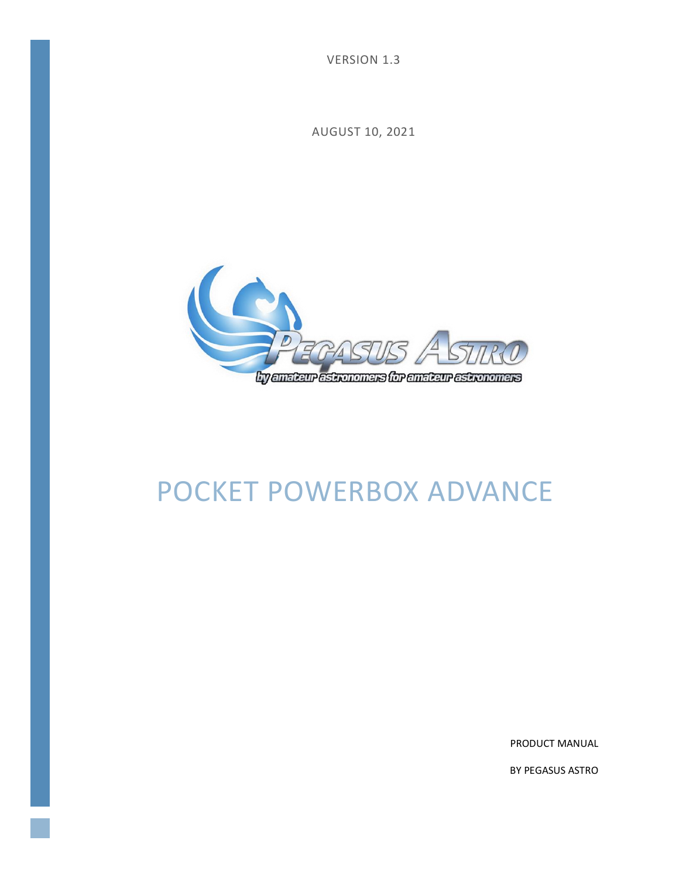VERSION 1.3

AUGUST 10, 2021

# POCKET POWERBOX ADVANCE

PRODUCT MANUAL

BY PEGASUS ASTRO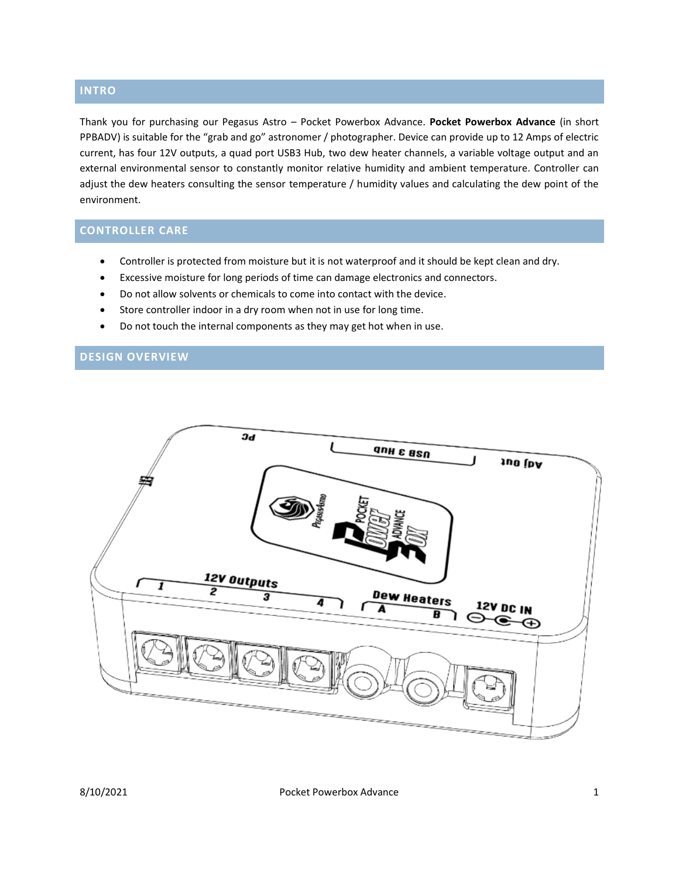## INTRO

Thank you for purchasing our Pegasus Astro – Pocket Powerbox Advance. **Pocket Powerbox Advance** (in short PPBADV) is suitable for the "grab and go" astronomer / photographer. Device can provide up to 12 Amps of electric current, has four 12V outputs, a quad port USB3 Hub, two dew heater channels, a variable voltage output and an external environmental sensor to constantly monitor relative humidity and ambient temperature. Controller can adjust the dew heaters consulting the sensor temperature / humidity values and calculating the dew point of the environment.

## CONTROLLER CARE

- Controller is protected from moisture but it is not waterproof and it should be kept clean and dry.
- Excessive moisture for long periods of time can damage electronics and connectors.
- Do not allow solvents or chemicals to come into contact with the device.
- Store controller indoor in a dry room when not in use for long time.
- Do not touch the internal components as they may get hot when in use.

## DESIGN OVERVIEW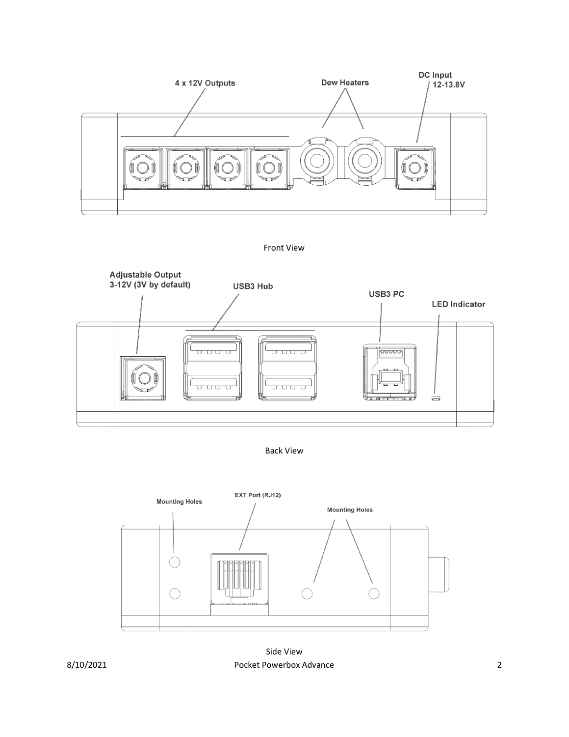4 x 12V Outputs

Dew Heaters

DC Input 12-13.8V

Front View

Adjustable Output 3-12V (3V by default)

USB3 Hub

USB3 PC

LED Indicator

Back View

Mounting Holes

EXT Port (RJ12)

Mounting Holes

Side View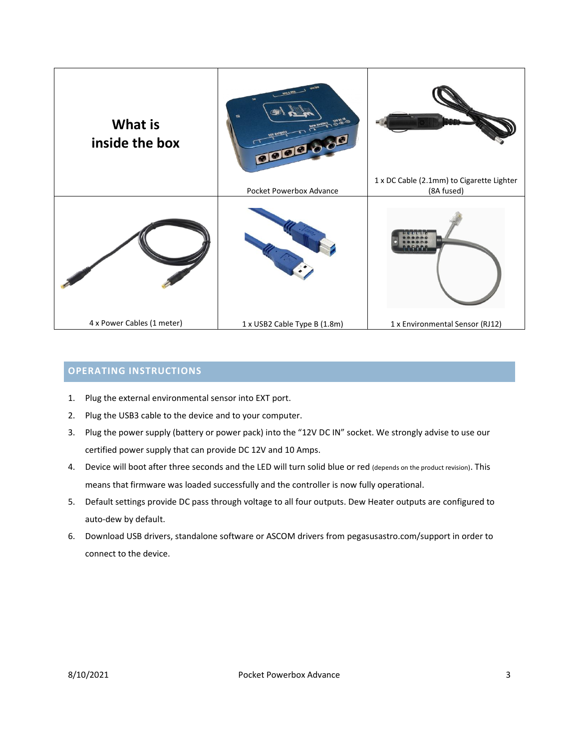| What is inside the box | Pocket Powerbox Advance | 1 x DC Cable (2.1mm) to Cigarette Lighter (8A fused) |
| --- | --- | --- |
| 4 x Power Cables (1 meter) | 1 x USB2 Cable Type B (1.8m) | 1 x Environmental Sensor (RJ12) |

## OPERATING INSTRUCTIONS

1. Plug the external environmental sensor into EXT port.
2. Plug the USB3 cable to the device and to your computer.
3. Plug the power supply (battery or power pack) into the "12V DC IN" socket. We strongly advise to use our certified power supply that can provide DC 12V and 10 Amps.
4. Device will boot after three seconds and the LED will turn solid blue or red (depends on the product revision). This means that firmware was loaded successfully and the controller is now fully operational.
5. Default settings provide DC pass through voltage to all four outputs. Dew Heater outputs are configured to auto-dew by default.
6. Download USB drivers, standalone software or ASCOM drivers from pegasusastro.com/support in order to connect to the device.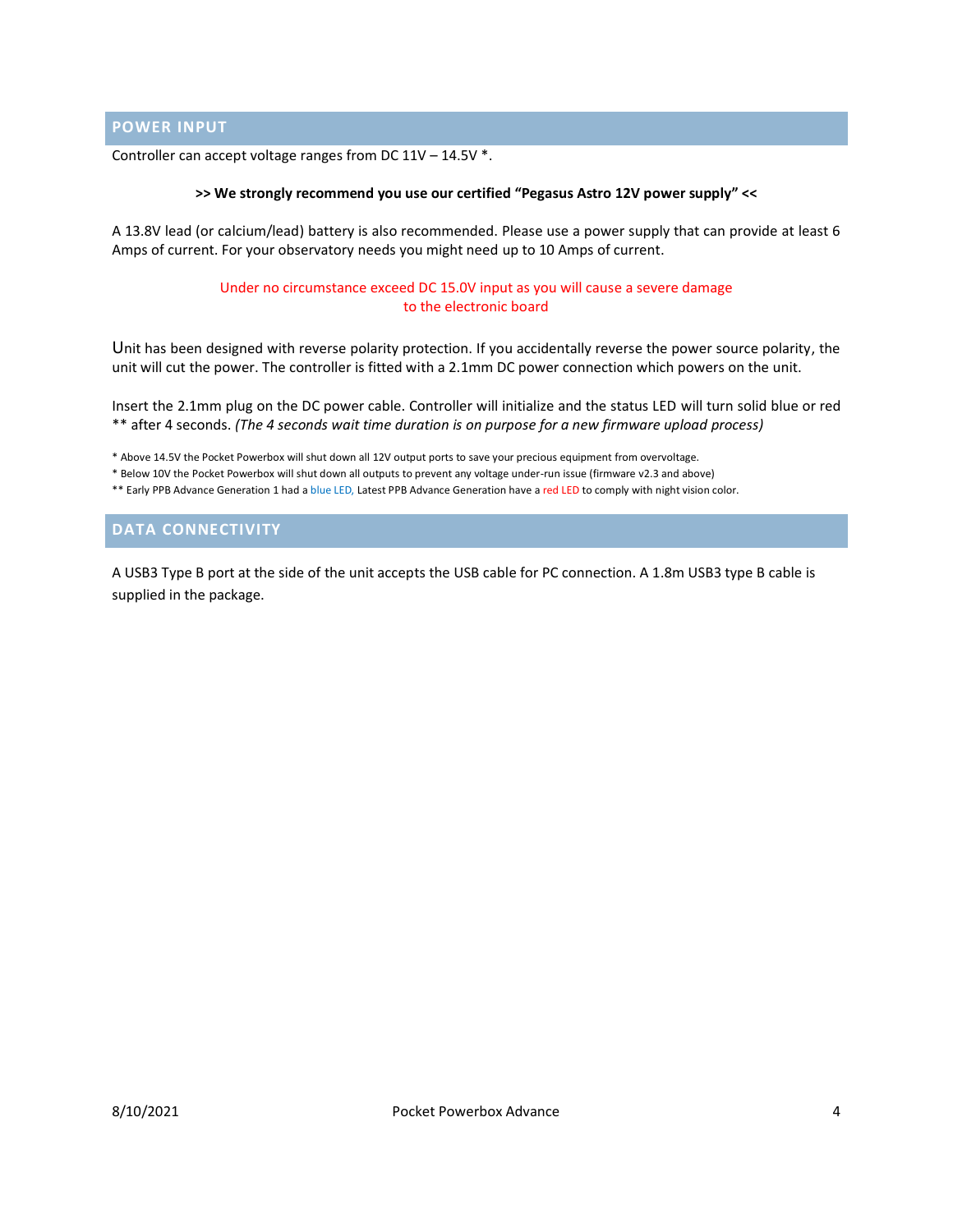## POWER INPUT

Controller can accept voltage ranges from DC 11V – 14.5V *.

**>> We strongly recommend you use our certified "Pegasus Astro 12V power supply" <<**

A 13.8V lead (or calcium/lead) battery is also recommended. Please use a power supply that can provide at least 6 Amps of current. For your observatory needs you might need up to 10 Amps of current.

Under no circumstance exceed DC 15.0V input as you will cause a severe damage to the electronic board

Unit has been designed with reverse polarity protection. If you accidentally reverse the power source polarity, the unit will cut the power. The controller is fitted with a 2.1mm DC power connection which powers on the unit.

Insert the 2.1mm plug on the DC power cable. Controller will initialize and the status LED will turn solid blue or red ** after 4 seconds. *(The 4 seconds wait time duration is on purpose for a new firmware upload process)*

* Above 14.5V the Pocket Powerbox will shut down all 12V output ports to save your precious equipment from overvoltage.

* Below 10V the Pocket Powerbox will shut down all outputs to prevent any voltage under-run issue (firmware v2.3 and above)

** Early PPB Advance Generation 1 had a blue LED, Latest PPB Advance Generation have a red LED to comply with night vision color.

## DATA CONNECTIVITY

A USB3 Type B port at the side of the unit accepts the USB cable for PC connection. A 1.8m USB3 type B cable is supplied in the package.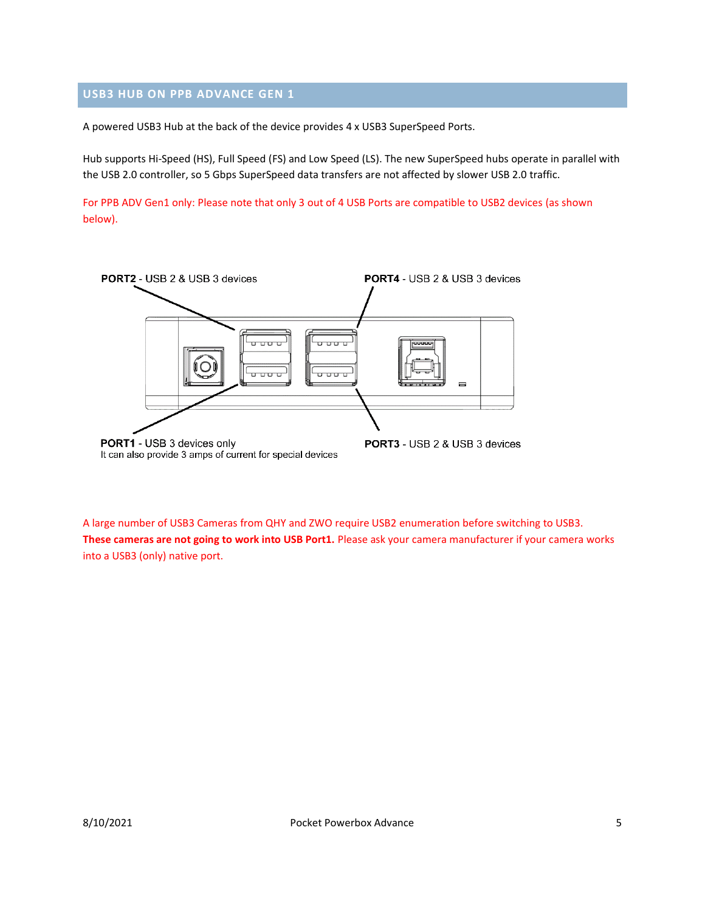## USB3 HUB ON PPB ADVANCE GEN 1

A powered USB3 Hub at the back of the device provides 4 x USB3 SuperSpeed Ports.

Hub supports Hi-Speed (HS), Full Speed (FS) and Low Speed (LS). The new SuperSpeed hubs operate in parallel with the USB 2.0 controller, so 5 Gbps SuperSpeed data transfers are not affected by slower USB 2.0 traffic.

For PPB ADV Gen1 only: Please note that only 3 out of 4 USB Ports are compatible to USB2 devices (as shown below).

**PORT2** - USB 2 & USB 3 devices

**PORT4** - USB 2 & USB 3 devices

**PORT1** - USB 3 devices only
It can also provide 3 amps of current for special devices

**PORT3** - USB 2 & USB 3 devices

A large number of USB3 Cameras from QHY and ZWO require USB2 enumeration before switching to USB3. **These cameras are not going to work into USB Port1.** Please ask your camera manufacturer if your camera works into a USB3 (only) native port.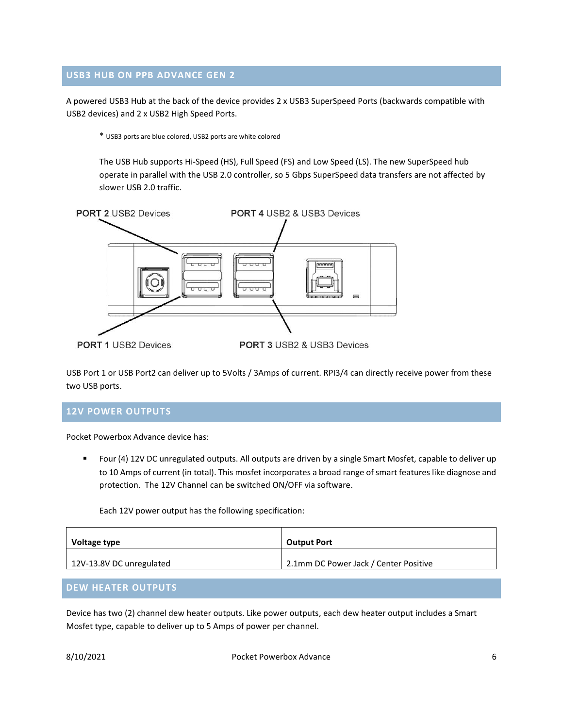## USB3 HUB ON PPB ADVANCE GEN 2

A powered USB3 Hub at the back of the device provides 2 x USB3 SuperSpeed Ports (backwards compatible with USB2 devices) and 2 x USB2 High Speed Ports.

> * USB3 ports are blue colored, USB2 ports are white colored
>
> The USB Hub supports Hi-Speed (HS), Full Speed (FS) and Low Speed (LS). The new SuperSpeed hub operate in parallel with the USB 2.0 controller, so 5 Gbps SuperSpeed data transfers are not affected by slower USB 2.0 traffic.

PORT 2 USB2 Devices

PORT 4 USB2 & USB3 Devices

PORT 1 USB2 Devices

PORT 3 USB2 & USB3 Devices

USB Port 1 or USB Port2 can deliver up to 5Volts / 3Amps of current. RPI3/4 can directly receive power from these two USB ports.

## 12V POWER OUTPUTS

Pocket Powerbox Advance device has:

- Four (4) 12V DC unregulated outputs. All outputs are driven by a single Smart Mosfet, capable to deliver up to 10 Amps of current (in total). This mosfet incorporates a broad range of smart features like diagnose and protection. The 12V Channel can be switched ON/OFF via software.

  Each 12V power output has the following specification:

| Voltage type | Output Port |
|---|---|
| 12V-13.8V DC unregulated | 2.1mm DC Power Jack / Center Positive |

## DEW HEATER OUTPUTS

Device has two (2) channel dew heater outputs. Like power outputs, each dew heater output includes a Smart Mosfet type, capable to deliver up to 5 Amps of power per channel.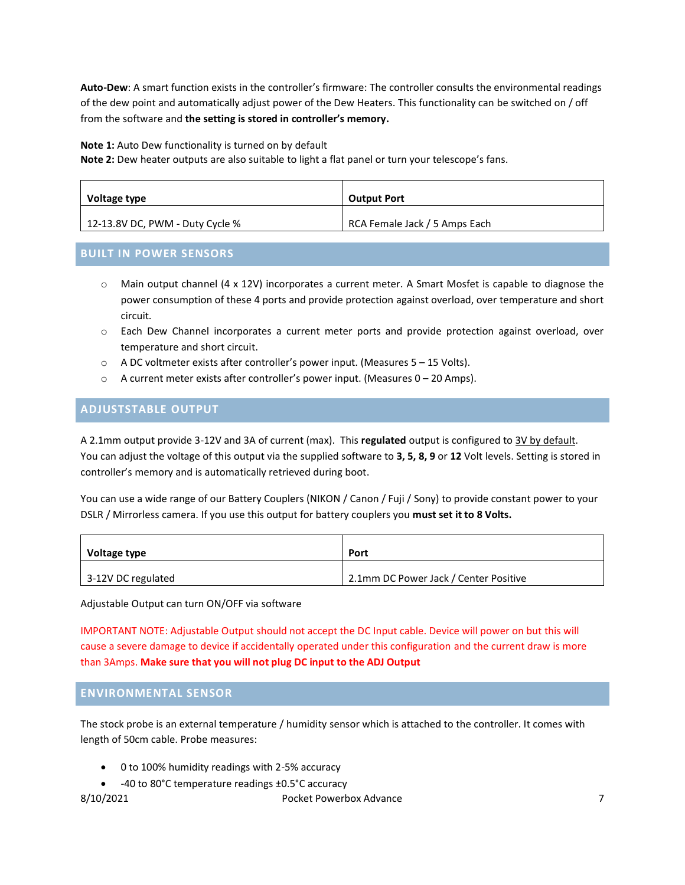**Auto-Dew**: A smart function exists in the controller's firmware: The controller consults the environmental readings of the dew point and automatically adjust power of the Dew Heaters. This functionality can be switched on / off from the software and **the setting is stored in controller's memory.**

**Note 1:** Auto Dew functionality is turned on by default
**Note 2:** Dew heater outputs are also suitable to light a flat panel or turn your telescope's fans.

| Voltage type | Output Port |
|---|---|
| 12-13.8V DC, PWM - Duty Cycle % | RCA Female Jack / 5 Amps Each |

## BUILT IN POWER SENSORS

- Main output channel (4 x 12V) incorporates a current meter. A Smart Mosfet is capable to diagnose the power consumption of these 4 ports and provide protection against overload, over temperature and short circuit.
- Each Dew Channel incorporates a current meter ports and provide protection against overload, over temperature and short circuit.
- A DC voltmeter exists after controller's power input. (Measures 5 – 15 Volts).
- A current meter exists after controller's power input. (Measures 0 – 20 Amps).

## ADJUSTSTABLE OUTPUT

A 2.1mm output provide 3-12V and 3A of current (max). This **regulated** output is configured to 3V by default. You can adjust the voltage of this output via the supplied software to **3, 5, 8, 9** or **12** Volt levels. Setting is stored in controller's memory and is automatically retrieved during boot.

You can use a wide range of our Battery Couplers (NIKON / Canon / Fuji / Sony) to provide constant power to your DSLR / Mirrorless camera. If you use this output for battery couplers you **must set it to 8 Volts.**

| Voltage type | Port |
|---|---|
| 3-12V DC regulated | 2.1mm DC Power Jack / Center Positive |

Adjustable Output can turn ON/OFF via software

IMPORTANT NOTE: Adjustable Output should not accept the DC Input cable. Device will power on but this will cause a severe damage to device if accidentally operated under this configuration and the current draw is more than 3Amps. **Make sure that you will not plug DC input to the ADJ Output**

## ENVIRONMENTAL SENSOR

The stock probe is an external temperature / humidity sensor which is attached to the controller. It comes with length of 50cm cable. Probe measures:

- 0 to 100% humidity readings with 2-5% accuracy
- -40 to 80°C temperature readings ±0.5°C accuracy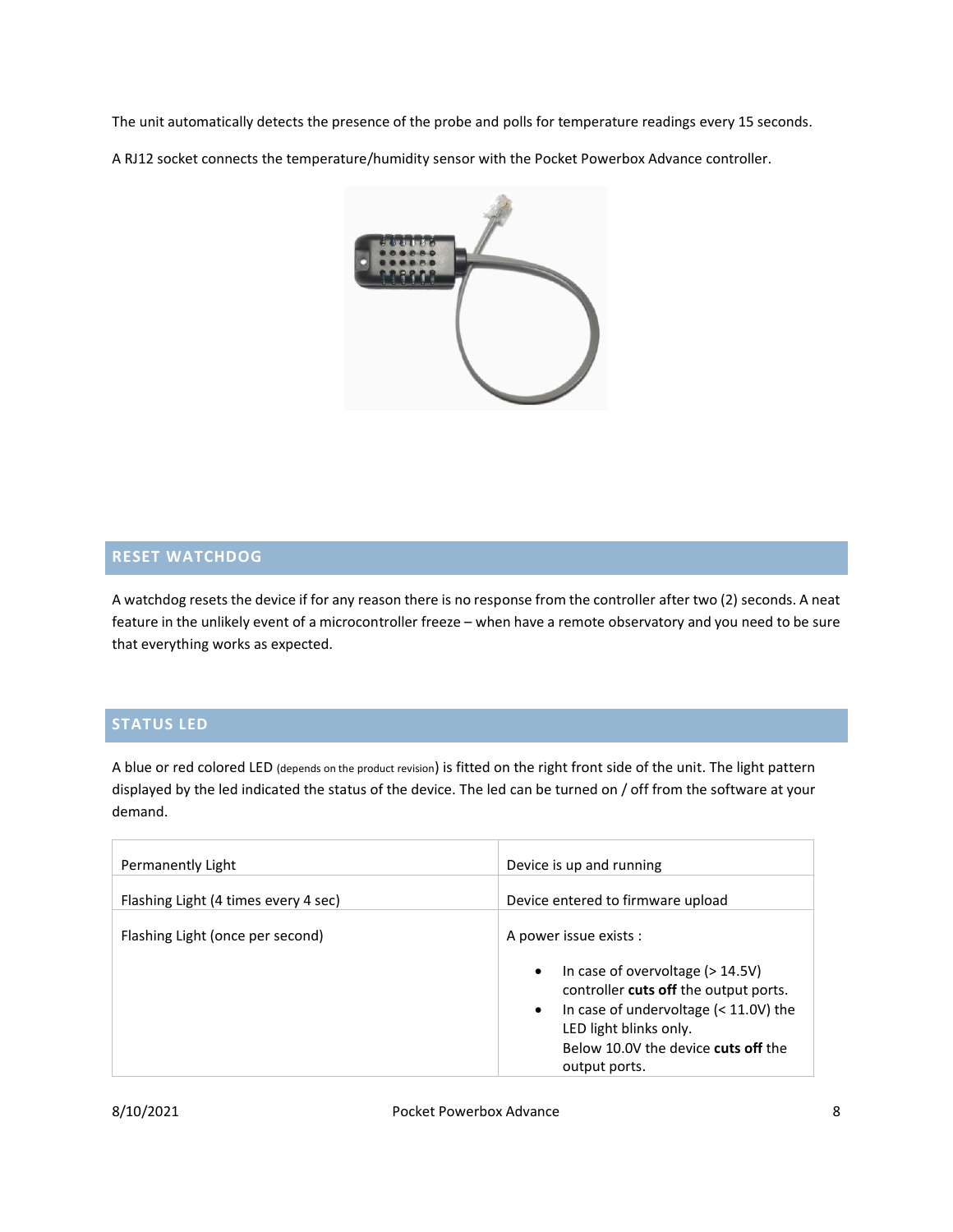The unit automatically detects the presence of the probe and polls for temperature readings every 15 seconds.

A RJ12 socket connects the temperature/humidity sensor with the Pocket Powerbox Advance controller.

## RESET WATCHDOG

A watchdog resets the device if for any reason there is no response from the controller after two (2) seconds. A neat feature in the unlikely event of a microcontroller freeze – when have a remote observatory and you need to be sure that everything works as expected.

## STATUS LED

A blue or red colored LED (depends on the product revision) is fitted on the right front side of the unit. The light pattern displayed by the led indicated the status of the device. The led can be turned on / off from the software at your demand.

| Permanently Light | Device is up and running |
|---|---|
| Flashing Light (4 times every 4 sec) | Device entered to firmware upload |
| Flashing Light (once per second) | A power issue exists :<br>• In case of overvoltage (> 14.5V) controller **cuts off** the output ports.<br>• In case of undervoltage (< 11.0V) the LED light blinks only. Below 10.0V the device **cuts off** the output ports. |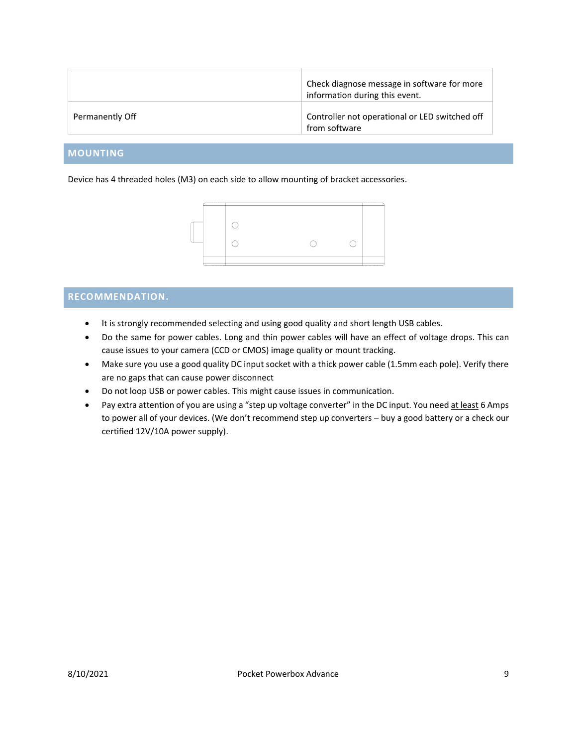|  | Check diagnose message in software for more information during this event. |
| --- | --- |
| Permanently Off | Controller not operational or LED switched off from software |

## MOUNTING

Device has 4 threaded holes (M3) on each side to allow mounting of bracket accessories.

## RECOMMENDATION.

- It is strongly recommended selecting and using good quality and short length USB cables.
- Do the same for power cables. Long and thin power cables will have an effect of voltage drops. This can cause issues to your camera (CCD or CMOS) image quality or mount tracking.
- Make sure you use a good quality DC input socket with a thick power cable (1.5mm each pole). Verify there are no gaps that can cause power disconnect
- Do not loop USB or power cables. This might cause issues in communication.
- Pay extra attention of you are using a “step up voltage converter” in the DC input. You need at least 6 Amps to power all of your devices. (We don’t recommend step up converters – buy a good battery or a check our certified 12V/10A power supply).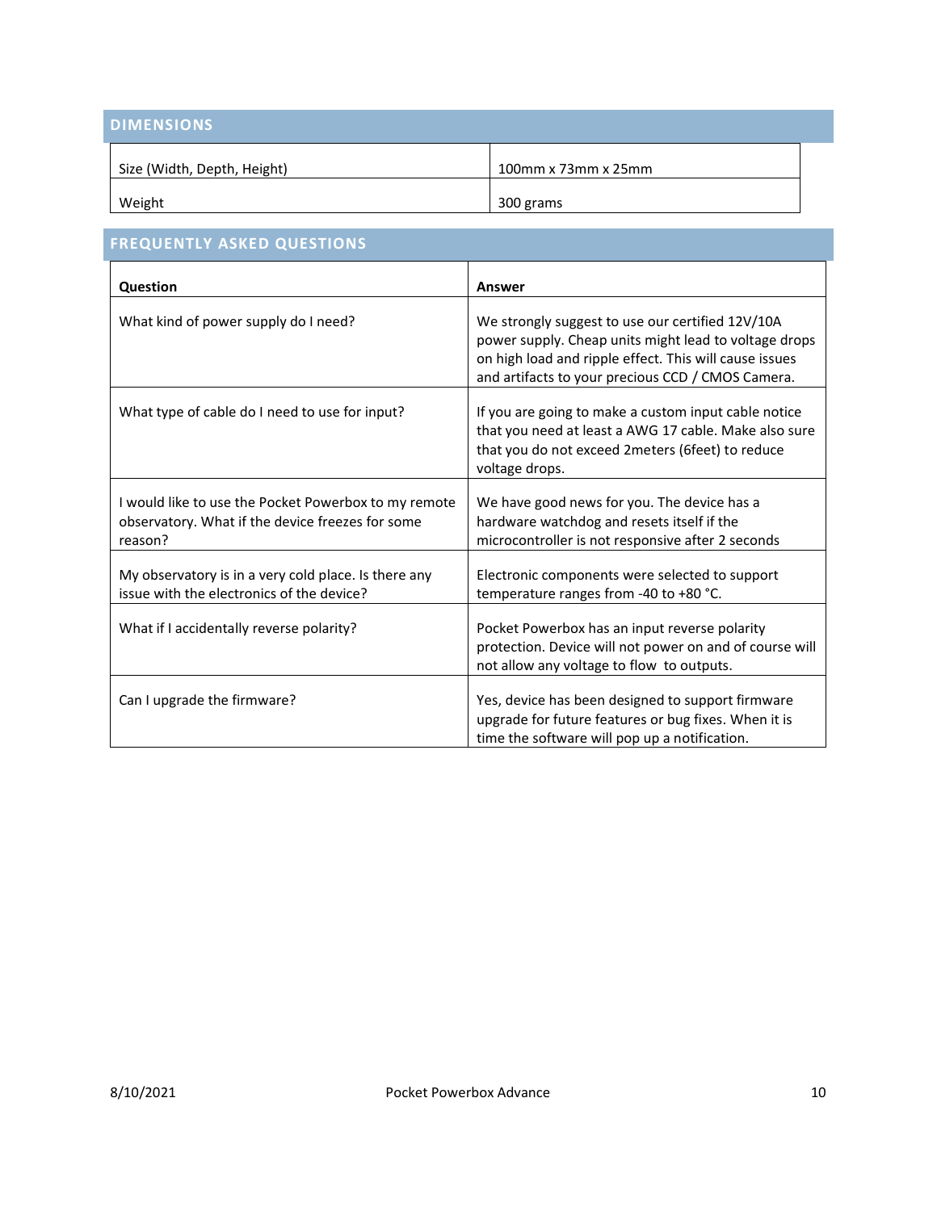## DIMENSIONS

| | |
|---|---|
| Size (Width, Depth, Height) | 100mm x 73mm x 25mm |
| Weight | 300 grams |

## FREQUENTLY ASKED QUESTIONS

| Question | Answer |
|---|---|
| What kind of power supply do I need? | We strongly suggest to use our certified 12V/10A power supply. Cheap units might lead to voltage drops on high load and ripple effect. This will cause issues and artifacts to your precious CCD / CMOS Camera. |
| What type of cable do I need to use for input? | If you are going to make a custom input cable notice that you need at least a AWG 17 cable. Make also sure that you do not exceed 2meters (6feet) to reduce voltage drops. |
| I would like to use the Pocket Powerbox to my remote observatory. What if the device freezes for some reason? | We have good news for you. The device has a hardware watchdog and resets itself if the microcontroller is not responsive after 2 seconds |
| My observatory is in a very cold place. Is there any issue with the electronics of the device? | Electronic components were selected to support temperature ranges from -40 to +80 °C. |
| What if I accidentally reverse polarity? | Pocket Powerbox has an input reverse polarity protection. Device will not power on and of course will not allow any voltage to flow to outputs. |
| Can I upgrade the firmware? | Yes, device has been designed to support firmware upgrade for future features or bug fixes. When it is time the software will pop up a notification. |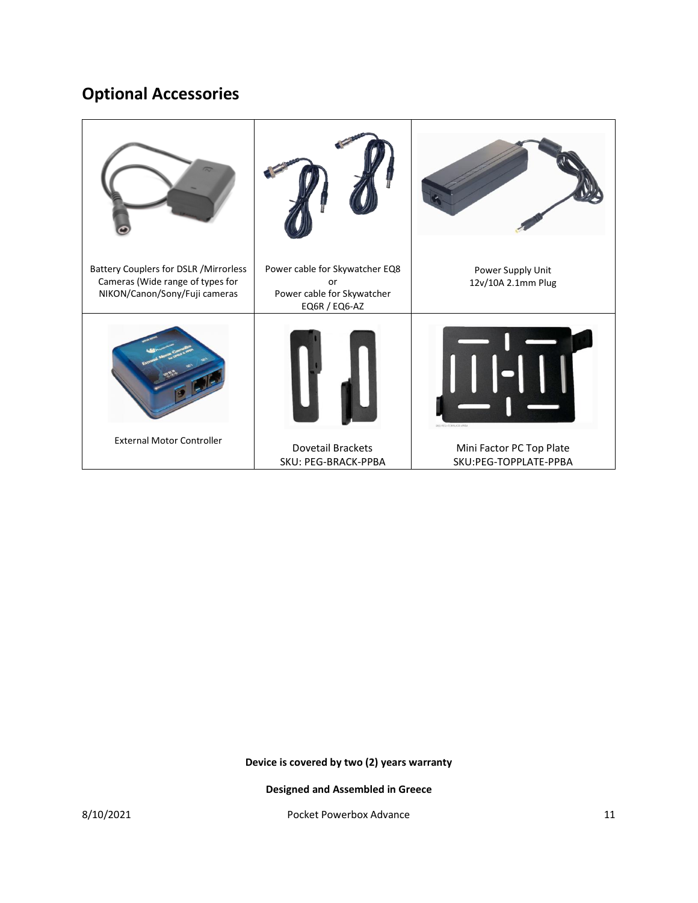## Optional Accessories

| | | |
|---|---|---|
| Battery Couplers for DSLR /Mirrorless Cameras (Wide range of types for NIKON/Canon/Sony/Fuji cameras | Power cable for Skywatcher EQ8<br>or<br>Power cable for Skywatcher EQ6R / EQ6-AZ | Power Supply Unit<br>12v/10A 2.1mm Plug |
| External Motor Controller | Dovetail Brackets<br>SKU: PEG-BRACK-PPBA | Mini Factor PC Top Plate<br>SKU:PEG-TOPPLATE-PPBA |

**Device is covered by two (2) years warranty**

**Designed and Assembled in Greece**